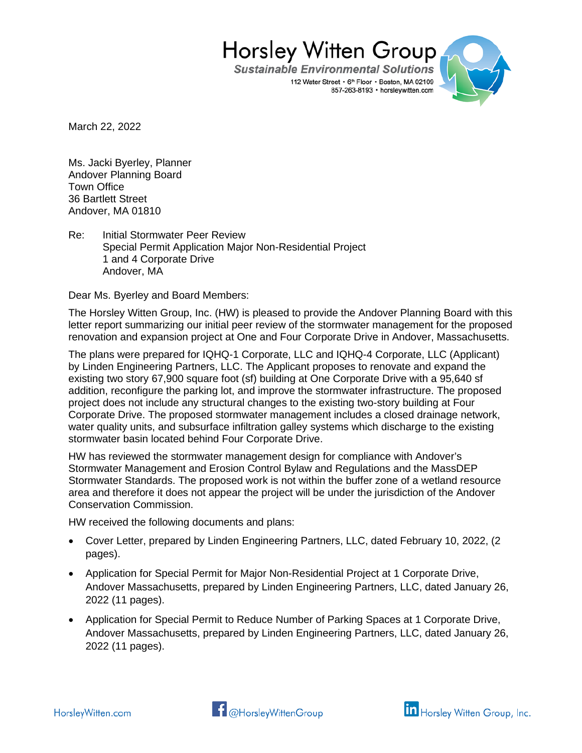Horsley Witten Group
*Sustainable Environmental Solutions*
112 Water Street • 6th Floor • Boston, MA 02109
857-263-8193 • horsleywitten.com

March 22, 2022

Ms. Jacki Byerley, Planner
Andover Planning Board
Town Office
36 Bartlett Street
Andover, MA 01810

Re: Initial Stormwater Peer Review
Special Permit Application Major Non-Residential Project
1 and 4 Corporate Drive
Andover, MA

Dear Ms. Byerley and Board Members:

The Horsley Witten Group, Inc. (HW) is pleased to provide the Andover Planning Board with this letter report summarizing our initial peer review of the stormwater management for the proposed renovation and expansion project at One and Four Corporate Drive in Andover, Massachusetts.

The plans were prepared for IQHQ-1 Corporate, LLC and IQHQ-4 Corporate, LLC (Applicant) by Linden Engineering Partners, LLC. The Applicant proposes to renovate and expand the existing two story 67,900 square foot (sf) building at One Corporate Drive with a 95,640 sf addition, reconfigure the parking lot, and improve the stormwater infrastructure. The proposed project does not include any structural changes to the existing two-story building at Four Corporate Drive. The proposed stormwater management includes a closed drainage network, water quality units, and subsurface infiltration galley systems which discharge to the existing stormwater basin located behind Four Corporate Drive.

HW has reviewed the stormwater management design for compliance with Andover's Stormwater Management and Erosion Control Bylaw and Regulations and the MassDEP Stormwater Standards. The proposed work is not within the buffer zone of a wetland resource area and therefore it does not appear the project will be under the jurisdiction of the Andover Conservation Commission.

HW received the following documents and plans:

- Cover Letter, prepared by Linden Engineering Partners, LLC, dated February 10, 2022, (2 pages).
- Application for Special Permit for Major Non-Residential Project at 1 Corporate Drive, Andover Massachusetts, prepared by Linden Engineering Partners, LLC, dated January 26, 2022 (11 pages).
- Application for Special Permit to Reduce Number of Parking Spaces at 1 Corporate Drive, Andover Massachusetts, prepared by Linden Engineering Partners, LLC, dated January 26, 2022 (11 pages).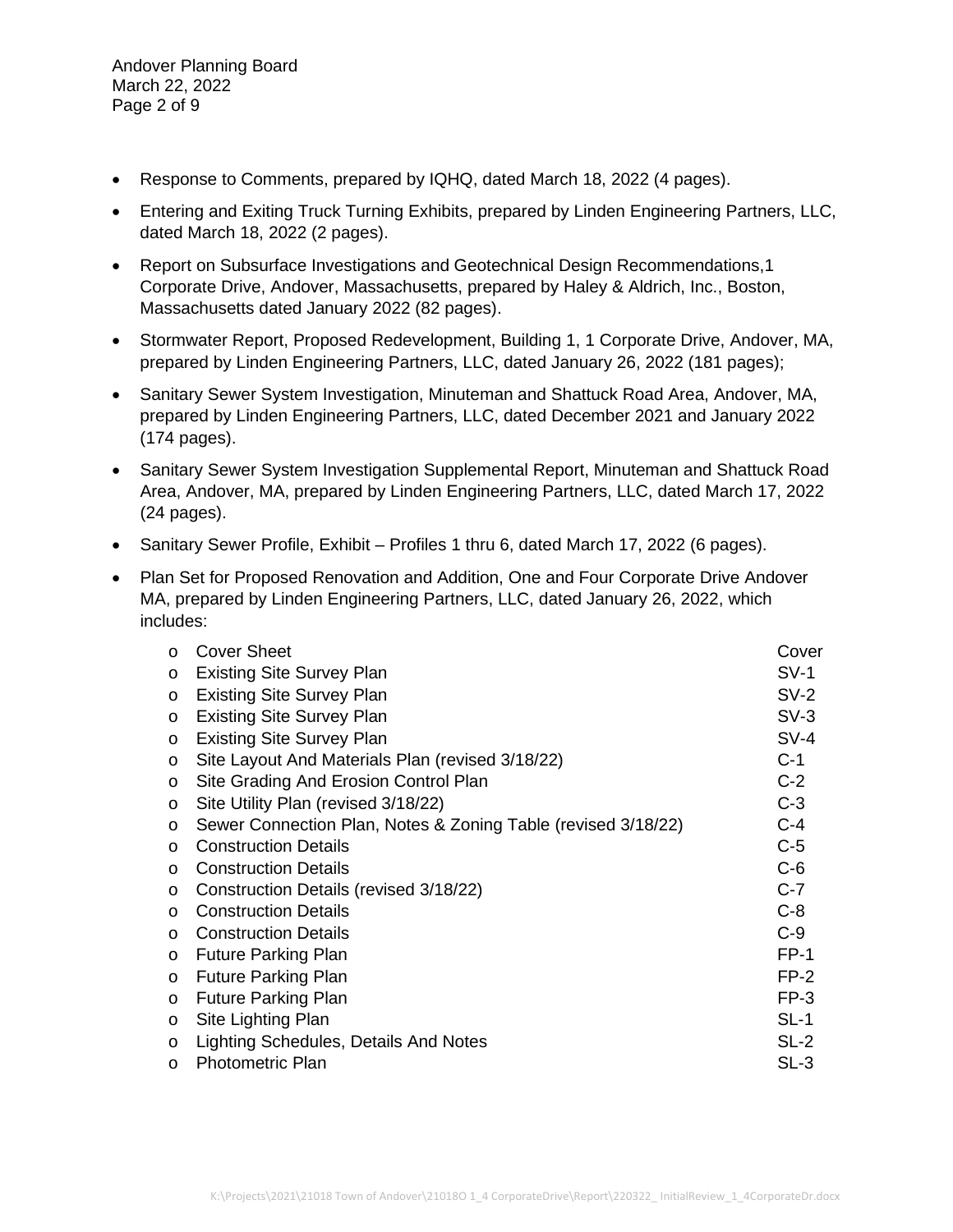- Response to Comments, prepared by IQHQ, dated March 18, 2022 (4 pages).
- Entering and Exiting Truck Turning Exhibits, prepared by Linden Engineering Partners, LLC, dated March 18, 2022 (2 pages).
- Report on Subsurface Investigations and Geotechnical Design Recommendations,1 Corporate Drive, Andover, Massachusetts, prepared by Haley & Aldrich, Inc., Boston, Massachusetts dated January 2022 (82 pages).
- Stormwater Report, Proposed Redevelopment, Building 1, 1 Corporate Drive, Andover, MA, prepared by Linden Engineering Partners, LLC, dated January 26, 2022 (181 pages);
- Sanitary Sewer System Investigation, Minuteman and Shattuck Road Area, Andover, MA, prepared by Linden Engineering Partners, LLC, dated December 2021 and January 2022 (174 pages).
- Sanitary Sewer System Investigation Supplemental Report, Minuteman and Shattuck Road Area, Andover, MA, prepared by Linden Engineering Partners, LLC, dated March 17, 2022 (24 pages).
- Sanitary Sewer Profile, Exhibit – Profiles 1 thru 6, dated March 17, 2022 (6 pages).
- Plan Set for Proposed Renovation and Addition, One and Four Corporate Drive Andover MA, prepared by Linden Engineering Partners, LLC, dated January 26, 2022, which includes:
  - Cover Sheet — Cover
  - Existing Site Survey Plan — SV-1
  - Existing Site Survey Plan — SV-2
  - Existing Site Survey Plan — SV-3
  - Existing Site Survey Plan — SV-4
  - Site Layout And Materials Plan (revised 3/18/22) — C-1
  - Site Grading And Erosion Control Plan — C-2
  - Site Utility Plan (revised 3/18/22) — C-3
  - Sewer Connection Plan, Notes & Zoning Table (revised 3/18/22) — C-4
  - Construction Details — C-5
  - Construction Details — C-6
  - Construction Details (revised 3/18/22) — C-7
  - Construction Details — C-8
  - Construction Details — C-9
  - Future Parking Plan — FP-1
  - Future Parking Plan — FP-2
  - Future Parking Plan — FP-3
  - Site Lighting Plan — SL-1
  - Lighting Schedules, Details And Notes — SL-2
  - Photometric Plan — SL-3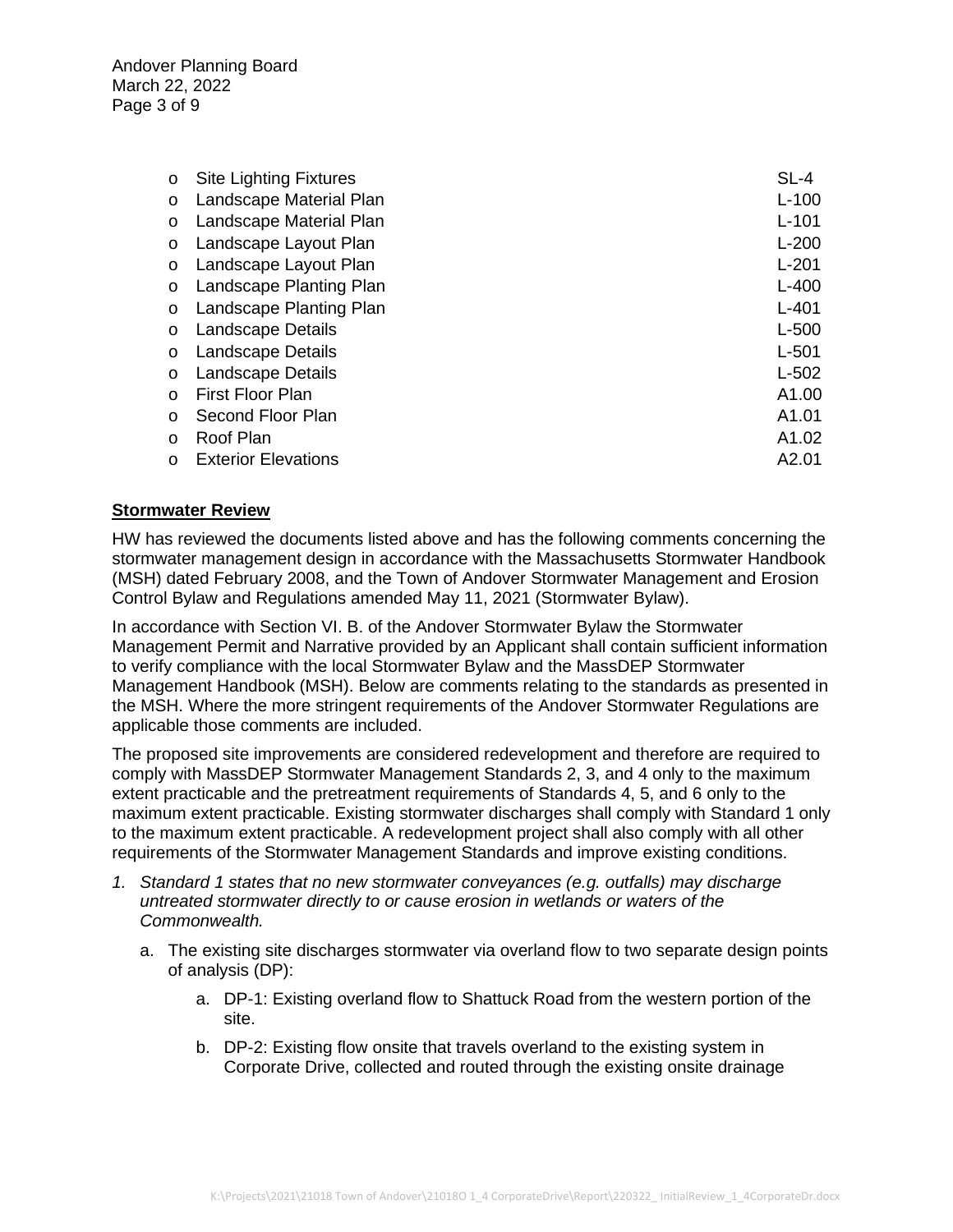- Site Lighting Fixtures SL-4
- Landscape Material Plan L-100
- Landscape Material Plan L-101
- Landscape Layout Plan L-200
- Landscape Layout Plan L-201
- Landscape Planting Plan L-400
- Landscape Planting Plan L-401
- Landscape Details L-500
- Landscape Details L-501
- Landscape Details L-502
- First Floor Plan A1.00
- Second Floor Plan A1.01
- Roof Plan A1.02
- Exterior Elevations A2.01

**Stormwater Review**

HW has reviewed the documents listed above and has the following comments concerning the stormwater management design in accordance with the Massachusetts Stormwater Handbook (MSH) dated February 2008, and the Town of Andover Stormwater Management and Erosion Control Bylaw and Regulations amended May 11, 2021 (Stormwater Bylaw).

In accordance with Section VI. B. of the Andover Stormwater Bylaw the Stormwater Management Permit and Narrative provided by an Applicant shall contain sufficient information to verify compliance with the local Stormwater Bylaw and the MassDEP Stormwater Management Handbook (MSH). Below are comments relating to the standards as presented in the MSH. Where the more stringent requirements of the Andover Stormwater Regulations are applicable those comments are included.

The proposed site improvements are considered redevelopment and therefore are required to comply with MassDEP Stormwater Management Standards 2, 3, and 4 only to the maximum extent practicable and the pretreatment requirements of Standards 4, 5, and 6 only to the maximum extent practicable. Existing stormwater discharges shall comply with Standard 1 only to the maximum extent practicable. A redevelopment project shall also comply with all other requirements of the Stormwater Management Standards and improve existing conditions.

1. *Standard 1 states that no new stormwater conveyances (e.g. outfalls) may discharge untreated stormwater directly to or cause erosion in wetlands or waters of the Commonwealth.*

   a. The existing site discharges stormwater via overland flow to two separate design points of analysis (DP):

      a. DP-1: Existing overland flow to Shattuck Road from the western portion of the site.

      b. DP-2: Existing flow onsite that travels overland to the existing system in Corporate Drive, collected and routed through the existing onsite drainage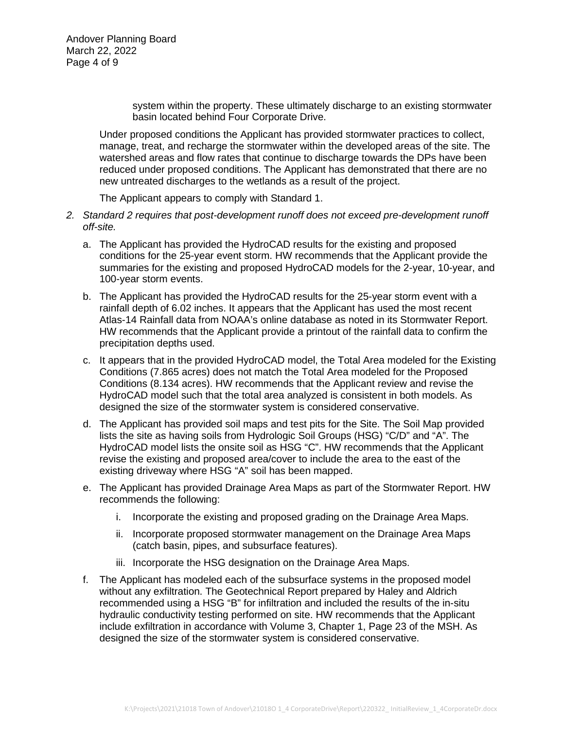system within the property. These ultimately discharge to an existing stormwater basin located behind Four Corporate Drive.

Under proposed conditions the Applicant has provided stormwater practices to collect, manage, treat, and recharge the stormwater within the developed areas of the site. The watershed areas and flow rates that continue to discharge towards the DPs have been reduced under proposed conditions. The Applicant has demonstrated that there are no new untreated discharges to the wetlands as a result of the project.

The Applicant appears to comply with Standard 1.

2. *Standard 2 requires that post-development runoff does not exceed pre-development runoff off-site.*

   a. The Applicant has provided the HydroCAD results for the existing and proposed conditions for the 25-year event storm. HW recommends that the Applicant provide the summaries for the existing and proposed HydroCAD models for the 2-year, 10-year, and 100-year storm events.

   b. The Applicant has provided the HydroCAD results for the 25-year storm event with a rainfall depth of 6.02 inches. It appears that the Applicant has used the most recent Atlas-14 Rainfall data from NOAA's online database as noted in its Stormwater Report. HW recommends that the Applicant provide a printout of the rainfall data to confirm the precipitation depths used.

   c. It appears that in the provided HydroCAD model, the Total Area modeled for the Existing Conditions (7.865 acres) does not match the Total Area modeled for the Proposed Conditions (8.134 acres). HW recommends that the Applicant review and revise the HydroCAD model such that the total area analyzed is consistent in both models. As designed the size of the stormwater system is considered conservative.

   d. The Applicant has provided soil maps and test pits for the Site. The Soil Map provided lists the site as having soils from Hydrologic Soil Groups (HSG) "C/D" and "A". The HydroCAD model lists the onsite soil as HSG "C". HW recommends that the Applicant revise the existing and proposed area/cover to include the area to the east of the existing driveway where HSG "A" soil has been mapped.

   e. The Applicant has provided Drainage Area Maps as part of the Stormwater Report. HW recommends the following:

      i. Incorporate the existing and proposed grading on the Drainage Area Maps.

      ii. Incorporate proposed stormwater management on the Drainage Area Maps (catch basin, pipes, and subsurface features).

      iii. Incorporate the HSG designation on the Drainage Area Maps.

   f. The Applicant has modeled each of the subsurface systems in the proposed model without any exfiltration. The Geotechnical Report prepared by Haley and Aldrich recommended using a HSG "B" for infiltration and included the results of the in-situ hydraulic conductivity testing performed on site. HW recommends that the Applicant include exfiltration in accordance with Volume 3, Chapter 1, Page 23 of the MSH. As designed the size of the stormwater system is considered conservative.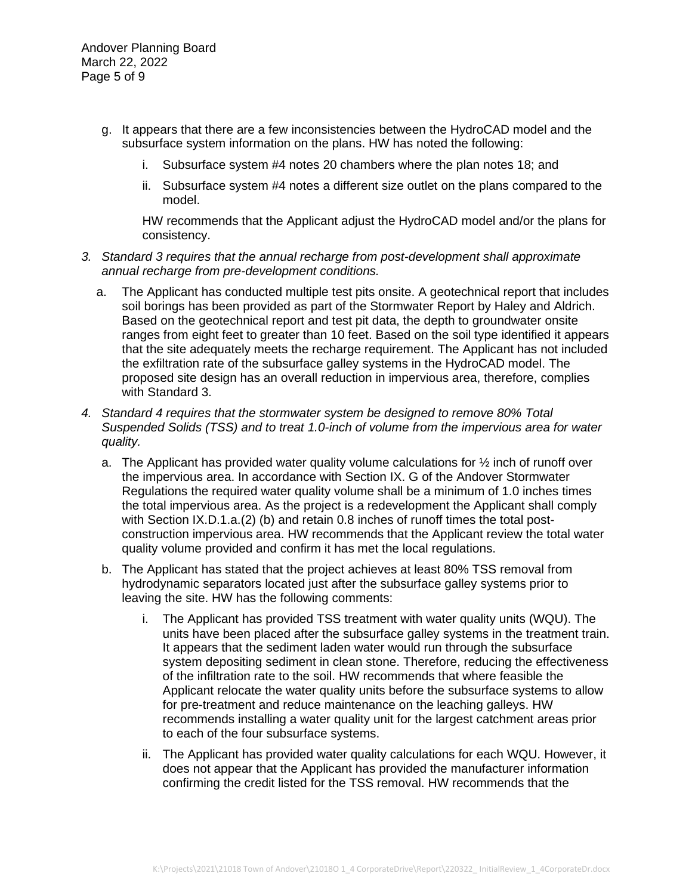g. It appears that there are a few inconsistencies between the HydroCAD model and the subsurface system information on the plans. HW has noted the following:

   i. Subsurface system #4 notes 20 chambers where the plan notes 18; and

   ii. Subsurface system #4 notes a different size outlet on the plans compared to the model.

   HW recommends that the Applicant adjust the HydroCAD model and/or the plans for consistency.

3. *Standard 3 requires that the annual recharge from post-development shall approximate annual recharge from pre-development conditions.*

   a. The Applicant has conducted multiple test pits onsite. A geotechnical report that includes soil borings has been provided as part of the Stormwater Report by Haley and Aldrich. Based on the geotechnical report and test pit data, the depth to groundwater onsite ranges from eight feet to greater than 10 feet. Based on the soil type identified it appears that the site adequately meets the recharge requirement. The Applicant has not included the exfiltration rate of the subsurface galley systems in the HydroCAD model. The proposed site design has an overall reduction in impervious area, therefore, complies with Standard 3.

4. *Standard 4 requires that the stormwater system be designed to remove 80% Total Suspended Solids (TSS) and to treat 1.0-inch of volume from the impervious area for water quality.*

   a. The Applicant has provided water quality volume calculations for ½ inch of runoff over the impervious area. In accordance with Section IX. G of the Andover Stormwater Regulations the required water quality volume shall be a minimum of 1.0 inches times the total impervious area. As the project is a redevelopment the Applicant shall comply with Section IX.D.1.a.(2) (b) and retain 0.8 inches of runoff times the total post-construction impervious area. HW recommends that the Applicant review the total water quality volume provided and confirm it has met the local regulations.

   b. The Applicant has stated that the project achieves at least 80% TSS removal from hydrodynamic separators located just after the subsurface galley systems prior to leaving the site. HW has the following comments:

      i. The Applicant has provided TSS treatment with water quality units (WQU). The units have been placed after the subsurface galley systems in the treatment train. It appears that the sediment laden water would run through the subsurface system depositing sediment in clean stone. Therefore, reducing the effectiveness of the infiltration rate to the soil. HW recommends that where feasible the Applicant relocate the water quality units before the subsurface systems to allow for pre-treatment and reduce maintenance on the leaching galleys. HW recommends installing a water quality unit for the largest catchment areas prior to each of the four subsurface systems.

      ii. The Applicant has provided water quality calculations for each WQU. However, it does not appear that the Applicant has provided the manufacturer information confirming the credit listed for the TSS removal. HW recommends that the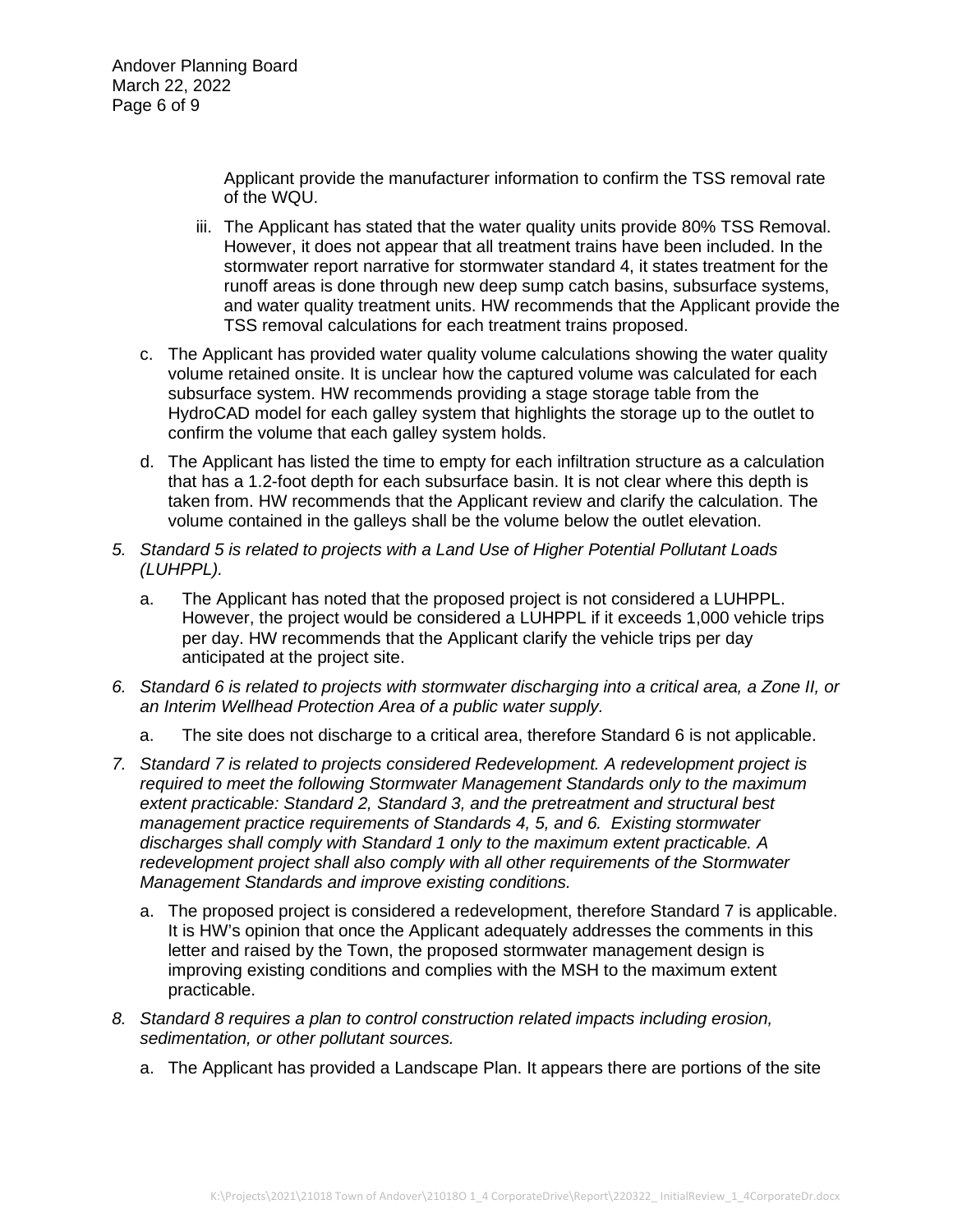Applicant provide the manufacturer information to confirm the TSS removal rate of the WQU.

iii. The Applicant has stated that the water quality units provide 80% TSS Removal. However, it does not appear that all treatment trains have been included. In the stormwater report narrative for stormwater standard 4, it states treatment for the runoff areas is done through new deep sump catch basins, subsurface systems, and water quality treatment units. HW recommends that the Applicant provide the TSS removal calculations for each treatment trains proposed.

c. The Applicant has provided water quality volume calculations showing the water quality volume retained onsite. It is unclear how the captured volume was calculated for each subsurface system. HW recommends providing a stage storage table from the HydroCAD model for each galley system that highlights the storage up to the outlet to confirm the volume that each galley system holds.

d. The Applicant has listed the time to empty for each infiltration structure as a calculation that has a 1.2-foot depth for each subsurface basin. It is not clear where this depth is taken from. HW recommends that the Applicant review and clarify the calculation. The volume contained in the galleys shall be the volume below the outlet elevation.

5. *Standard 5 is related to projects with a Land Use of Higher Potential Pollutant Loads (LUHPPL).*

   a. The Applicant has noted that the proposed project is not considered a LUHPPL. However, the project would be considered a LUHPPL if it exceeds 1,000 vehicle trips per day. HW recommends that the Applicant clarify the vehicle trips per day anticipated at the project site.

6. *Standard 6 is related to projects with stormwater discharging into a critical area, a Zone II, or an Interim Wellhead Protection Area of a public water supply.*

   a. The site does not discharge to a critical area, therefore Standard 6 is not applicable.

7. *Standard 7 is related to projects considered Redevelopment. A redevelopment project is required to meet the following Stormwater Management Standards only to the maximum extent practicable: Standard 2, Standard 3, and the pretreatment and structural best management practice requirements of Standards 4, 5, and 6. Existing stormwater discharges shall comply with Standard 1 only to the maximum extent practicable. A redevelopment project shall also comply with all other requirements of the Stormwater Management Standards and improve existing conditions.*

   a. The proposed project is considered a redevelopment, therefore Standard 7 is applicable. It is HW's opinion that once the Applicant adequately addresses the comments in this letter and raised by the Town, the proposed stormwater management design is improving existing conditions and complies with the MSH to the maximum extent practicable.

8. *Standard 8 requires a plan to control construction related impacts including erosion, sedimentation, or other pollutant sources.*

   a. The Applicant has provided a Landscape Plan. It appears there are portions of the site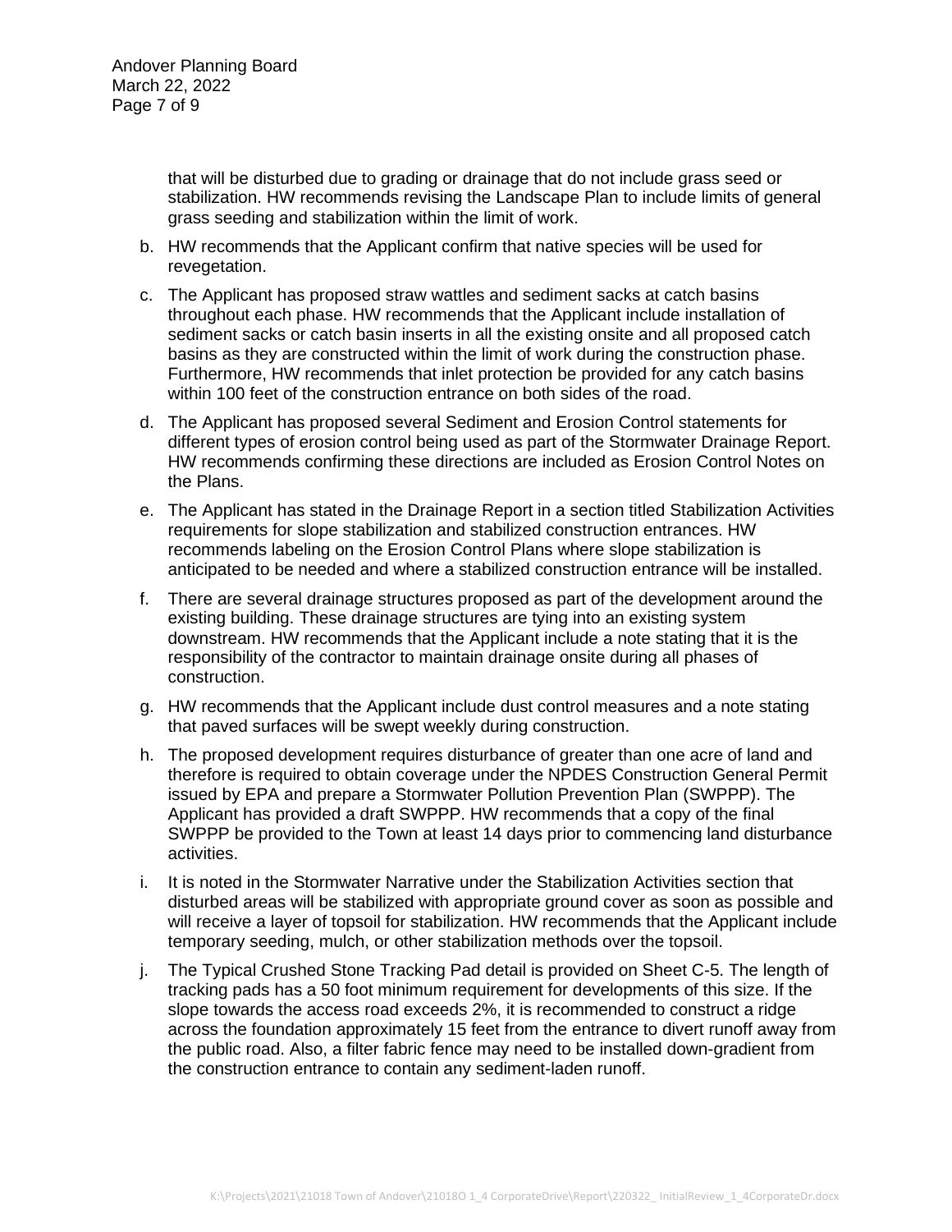that will be disturbed due to grading or drainage that do not include grass seed or stabilization. HW recommends revising the Landscape Plan to include limits of general grass seeding and stabilization within the limit of work.

b. HW recommends that the Applicant confirm that native species will be used for revegetation.

c. The Applicant has proposed straw wattles and sediment sacks at catch basins throughout each phase. HW recommends that the Applicant include installation of sediment sacks or catch basin inserts in all the existing onsite and all proposed catch basins as they are constructed within the limit of work during the construction phase. Furthermore, HW recommends that inlet protection be provided for any catch basins within 100 feet of the construction entrance on both sides of the road.

d. The Applicant has proposed several Sediment and Erosion Control statements for different types of erosion control being used as part of the Stormwater Drainage Report. HW recommends confirming these directions are included as Erosion Control Notes on the Plans.

e. The Applicant has stated in the Drainage Report in a section titled Stabilization Activities requirements for slope stabilization and stabilized construction entrances. HW recommends labeling on the Erosion Control Plans where slope stabilization is anticipated to be needed and where a stabilized construction entrance will be installed.

f. There are several drainage structures proposed as part of the development around the existing building. These drainage structures are tying into an existing system downstream. HW recommends that the Applicant include a note stating that it is the responsibility of the contractor to maintain drainage onsite during all phases of construction.

g. HW recommends that the Applicant include dust control measures and a note stating that paved surfaces will be swept weekly during construction.

h. The proposed development requires disturbance of greater than one acre of land and therefore is required to obtain coverage under the NPDES Construction General Permit issued by EPA and prepare a Stormwater Pollution Prevention Plan (SWPPP). The Applicant has provided a draft SWPPP. HW recommends that a copy of the final SWPPP be provided to the Town at least 14 days prior to commencing land disturbance activities.

i. It is noted in the Stormwater Narrative under the Stabilization Activities section that disturbed areas will be stabilized with appropriate ground cover as soon as possible and will receive a layer of topsoil for stabilization. HW recommends that the Applicant include temporary seeding, mulch, or other stabilization methods over the topsoil.

j. The Typical Crushed Stone Tracking Pad detail is provided on Sheet C-5. The length of tracking pads has a 50 foot minimum requirement for developments of this size. If the slope towards the access road exceeds 2%, it is recommended to construct a ridge across the foundation approximately 15 feet from the entrance to divert runoff away from the public road. Also, a filter fabric fence may need to be installed down-gradient from the construction entrance to contain any sediment-laden runoff.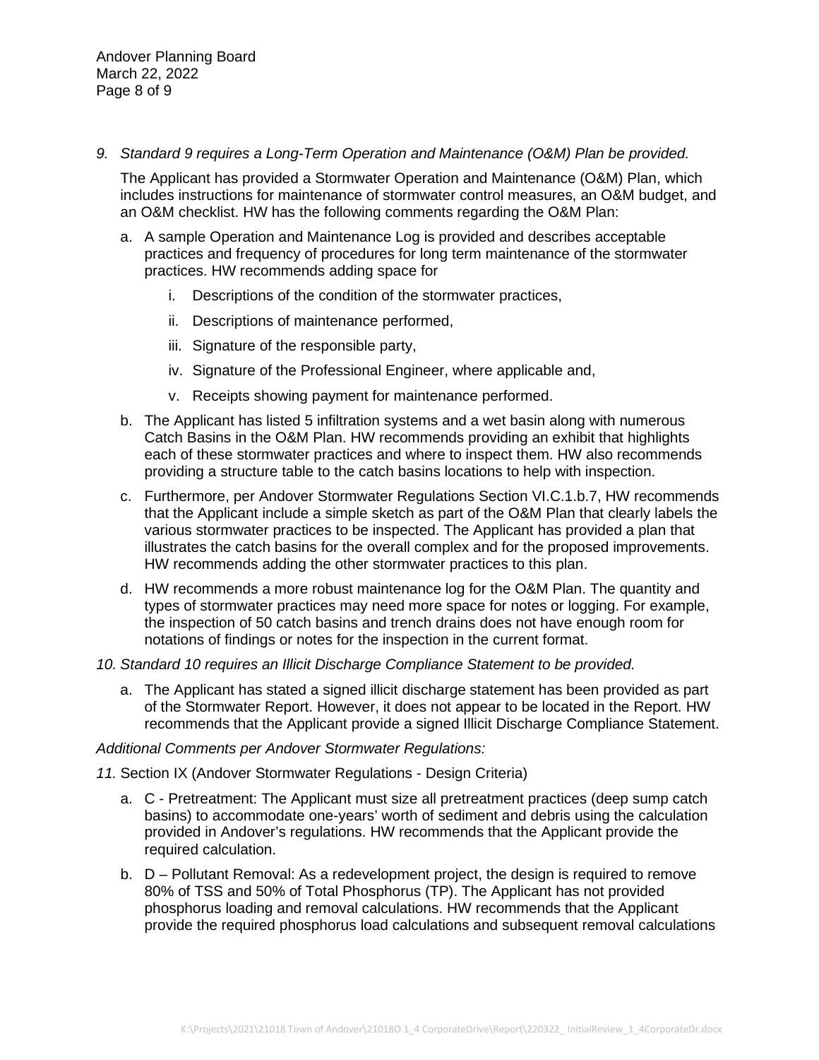*9. Standard 9 requires a Long-Term Operation and Maintenance (O&M) Plan be provided.*

The Applicant has provided a Stormwater Operation and Maintenance (O&M) Plan, which includes instructions for maintenance of stormwater control measures, an O&M budget, and an O&M checklist. HW has the following comments regarding the O&M Plan:

a. A sample Operation and Maintenance Log is provided and describes acceptable practices and frequency of procedures for long term maintenance of the stormwater practices. HW recommends adding space for

   i. Descriptions of the condition of the stormwater practices,

   ii. Descriptions of maintenance performed,

   iii. Signature of the responsible party,

   iv. Signature of the Professional Engineer, where applicable and,

   v. Receipts showing payment for maintenance performed.

b. The Applicant has listed 5 infiltration systems and a wet basin along with numerous Catch Basins in the O&M Plan. HW recommends providing an exhibit that highlights each of these stormwater practices and where to inspect them. HW also recommends providing a structure table to the catch basins locations to help with inspection.

c. Furthermore, per Andover Stormwater Regulations Section VI.C.1.b.7, HW recommends that the Applicant include a simple sketch as part of the O&M Plan that clearly labels the various stormwater practices to be inspected. The Applicant has provided a plan that illustrates the catch basins for the overall complex and for the proposed improvements. HW recommends adding the other stormwater practices to this plan.

d. HW recommends a more robust maintenance log for the O&M Plan. The quantity and types of stormwater practices may need more space for notes or logging. For example, the inspection of 50 catch basins and trench drains does not have enough room for notations of findings or notes for the inspection in the current format.

*10. Standard 10 requires an Illicit Discharge Compliance Statement to be provided.*

a. The Applicant has stated a signed illicit discharge statement has been provided as part of the Stormwater Report. However, it does not appear to be located in the Report. HW recommends that the Applicant provide a signed Illicit Discharge Compliance Statement.

*Additional Comments per Andover Stormwater Regulations:*

*11.* Section IX (Andover Stormwater Regulations - Design Criteria)

a. C - Pretreatment: The Applicant must size all pretreatment practices (deep sump catch basins) to accommodate one-years' worth of sediment and debris using the calculation provided in Andover's regulations. HW recommends that the Applicant provide the required calculation.

b. D – Pollutant Removal: As a redevelopment project, the design is required to remove 80% of TSS and 50% of Total Phosphorus (TP). The Applicant has not provided phosphorus loading and removal calculations. HW recommends that the Applicant provide the required phosphorus load calculations and subsequent removal calculations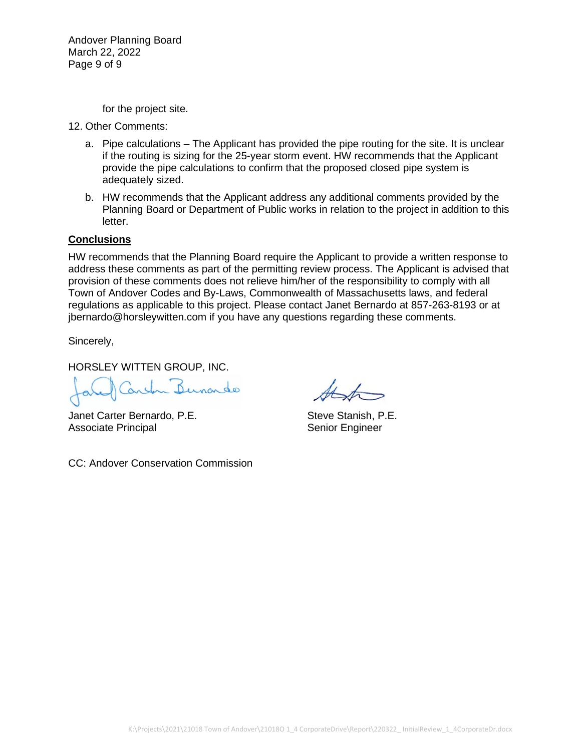for the project site.

12. Other Comments:

    a. Pipe calculations – The Applicant has provided the pipe routing for the site. It is unclear if the routing is sizing for the 25-year storm event. HW recommends that the Applicant provide the pipe calculations to confirm that the proposed closed pipe system is adequately sized.

    b. HW recommends that the Applicant address any additional comments provided by the Planning Board or Department of Public works in relation to the project in addition to this letter.

## **Conclusions**

HW recommends that the Planning Board require the Applicant to provide a written response to address these comments as part of the permitting review process. The Applicant is advised that provision of these comments does not relieve him/her of the responsibility to comply with all Town of Andover Codes and By-Laws, Commonwealth of Massachusetts laws, and federal regulations as applicable to this project. Please contact Janet Bernardo at 857-263-8193 or at jbernardo@horsleywitten.com if you have any questions regarding these comments.

Sincerely,

HORSLEY WITTEN GROUP, INC.

Janet Carter Bernardo, P.E.
Associate Principal

Steve Stanish, P.E.
Senior Engineer

CC: Andover Conservation Commission

K:\Projects\2021\21018 Town of Andover\21018O 1_4 CorporateDrive\Report\220322_ InitialReview_1_4CorporateDr.docx